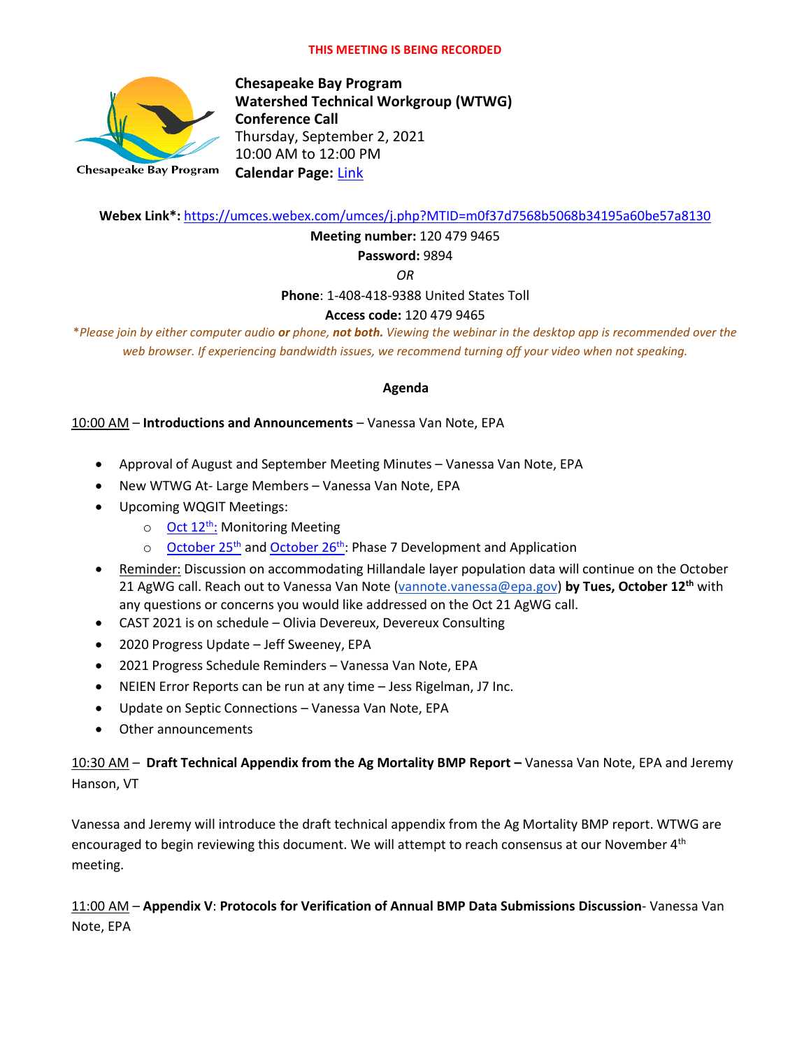**THIS MEETING IS BEING RECORDED**

Chesapeake Bay Program

**Chesapeake Bay Program**
**Watershed Technical Workgroup (WTWG)**
**Conference Call**
Thursday, September 2, 2021
10:00 AM to 12:00 PM
**Calendar Page:** [Link]

**Webex Link*:** https://umces.webex.com/umces/j.php?MTID=m0f37d7568b5068b34195a60be57a8130

**Meeting number:** 120 479 9465

**Password:** 9894

*OR*

**Phone**: 1-408-418-9388 United States Toll

**Access code:** 120 479 9465

*\*Please join by either computer audio **or** phone, **not both.** Viewing the webinar in the desktop app is recommended over the web browser. If experiencing bandwidth issues, we recommend turning off your video when not speaking.*

**Agenda**

10:00 AM – **Introductions and Announcements** – Vanessa Van Note, EPA

- Approval of August and September Meeting Minutes – Vanessa Van Note, EPA
- New WTWG At- Large Members – Vanessa Van Note, EPA
- Upcoming WQGIT Meetings:
  - Oct 12th: Monitoring Meeting
  - October 25th and October 26th: Phase 7 Development and Application
- Reminder: Discussion on accommodating Hillandale layer population data will continue on the October 21 AgWG call. Reach out to Vanessa Van Note (vannote.vanessa@epa.gov) **by Tues, October 12th** with any questions or concerns you would like addressed on the Oct 21 AgWG call.
- CAST 2021 is on schedule – Olivia Devereux, Devereux Consulting
- 2020 Progress Update – Jeff Sweeney, EPA
- 2021 Progress Schedule Reminders – Vanessa Van Note, EPA
- NEIEN Error Reports can be run at any time – Jess Rigelman, J7 Inc.
- Update on Septic Connections – Vanessa Van Note, EPA
- Other announcements

10:30 AM – **Draft Technical Appendix from the Ag Mortality BMP Report –** Vanessa Van Note, EPA and Jeremy Hanson, VT

Vanessa and Jeremy will introduce the draft technical appendix from the Ag Mortality BMP report. WTWG are encouraged to begin reviewing this document. We will attempt to reach consensus at our November 4th meeting.

11:00 AM – **Appendix V**: **Protocols for Verification of Annual BMP Data Submissions Discussion**- Vanessa Van Note, EPA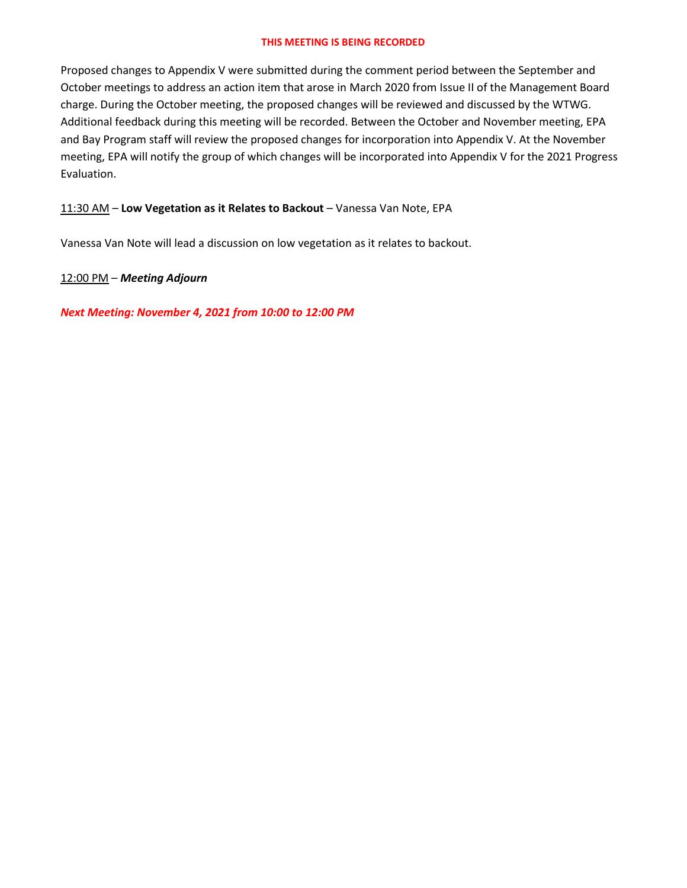**THIS MEETING IS BEING RECORDED**

Proposed changes to Appendix V were submitted during the comment period between the September and October meetings to address an action item that arose in March 2020 from Issue II of the Management Board charge. During the October meeting, the proposed changes will be reviewed and discussed by the WTWG. Additional feedback during this meeting will be recorded. Between the October and November meeting, EPA and Bay Program staff will review the proposed changes for incorporation into Appendix V. At the November meeting, EPA will notify the group of which changes will be incorporated into Appendix V for the 2021 Progress Evaluation.

11:30 AM – **Low Vegetation as it Relates to Backout** – Vanessa Van Note, EPA

Vanessa Van Note will lead a discussion on low vegetation as it relates to backout.

12:00 PM – ***Meeting Adjourn***

***Next Meeting: November 4, 2021 from 10:00 to 12:00 PM***